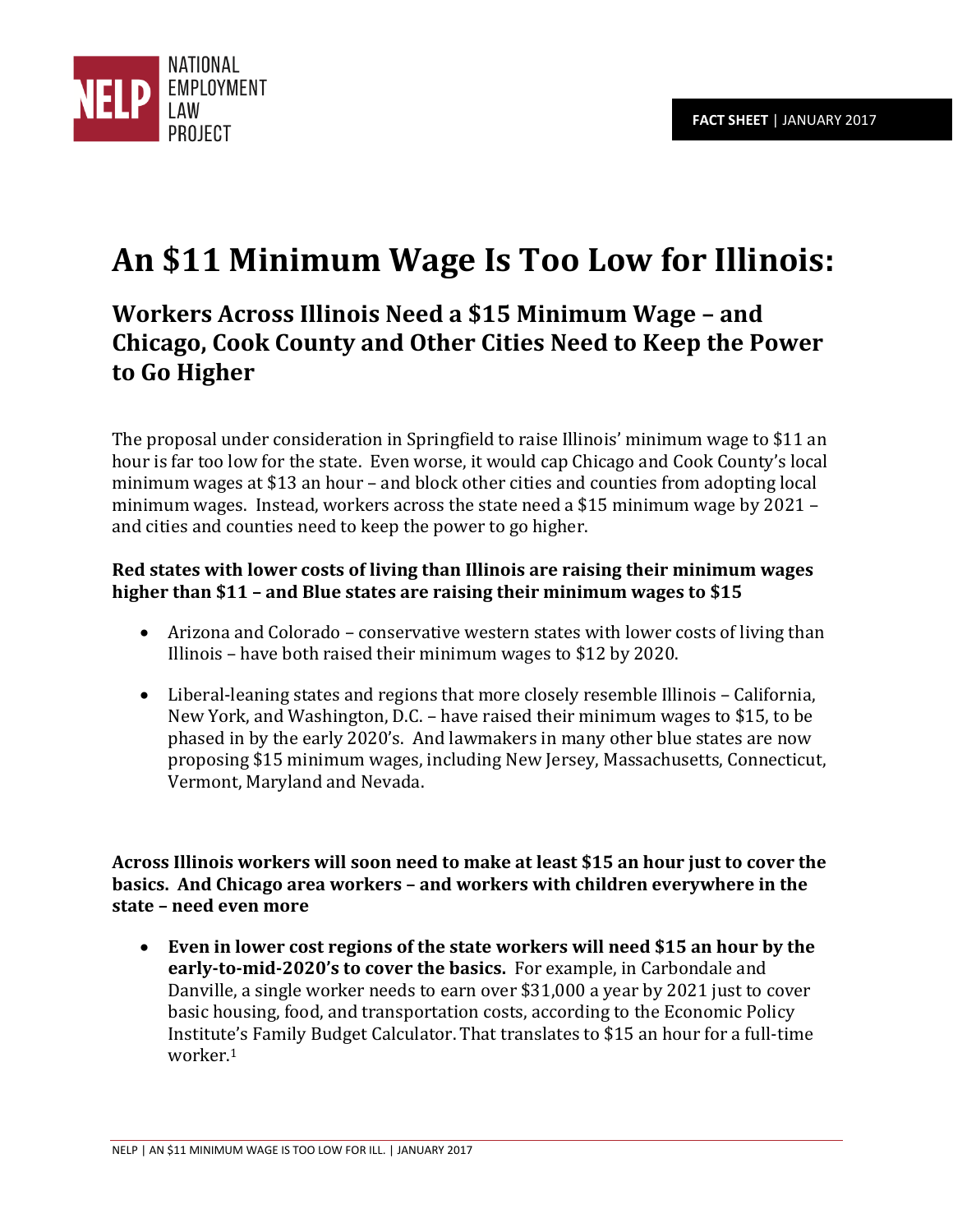NATIONAL EMPLOYMENT LAW PROJECT

**FACT SHEET** | JANUARY 2017

# An $11 Minimum Wage Is Too Low for Illinois:

## Workers Across Illinois Need a $15 Minimum Wage – and Chicago, Cook County and Other Cities Need to Keep the Power to Go Higher

The proposal under consideration in Springfield to raise Illinois' minimum wage to $11 an hour is far too low for the state. Even worse, it would cap Chicago and Cook County's local minimum wages at $13 an hour – and block other cities and counties from adopting local minimum wages. Instead, workers across the state need a $15 minimum wage by 2021 – and cities and counties need to keep the power to go higher.

**Red states with lower costs of living than Illinois are raising their minimum wages higher than $11 – and Blue states are raising their minimum wages to $15**

- Arizona and Colorado – conservative western states with lower costs of living than Illinois – have both raised their minimum wages to $12 by 2020.
- Liberal-leaning states and regions that more closely resemble Illinois – California, New York, and Washington, D.C. – have raised their minimum wages to $15, to be phased in by the early 2020's. And lawmakers in many other blue states are now proposing $15 minimum wages, including New Jersey, Massachusetts, Connecticut, Vermont, Maryland and Nevada.

**Across Illinois workers will soon need to make at least $15 an hour just to cover the basics. And Chicago area workers – and workers with children everywhere in the state – need even more**

- **Even in lower cost regions of the state workers will need $15 an hour by the early-to-mid-2020's to cover the basics.** For example, in Carbondale and Danville, a single worker needs to earn over $31,000 a year by 2021 just to cover basic housing, food, and transportation costs, according to the Economic Policy Institute's Family Budget Calculator. That translates to $15 an hour for a full-time worker.[1]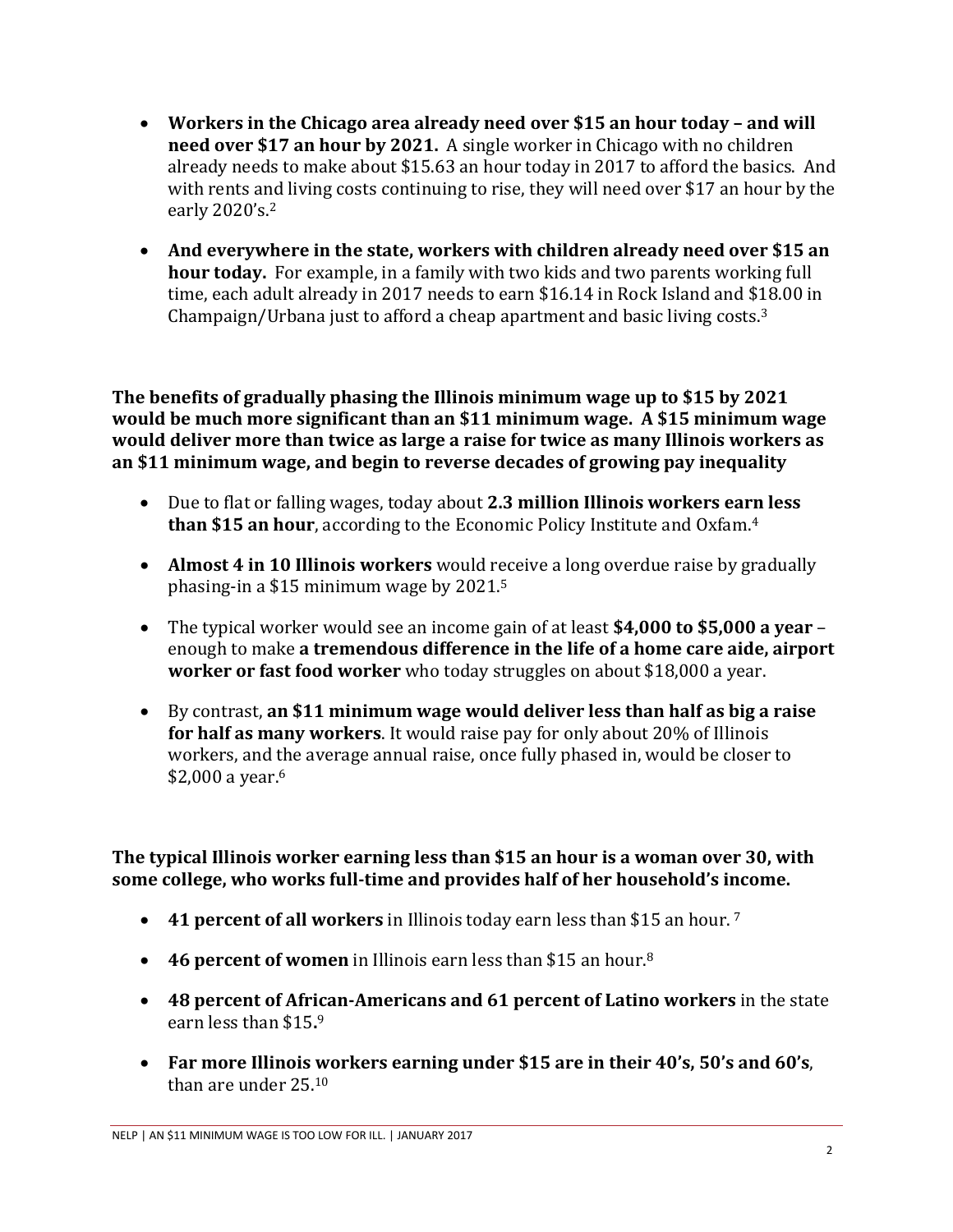- **Workers in the Chicago area already need over $15 an hour today – and will need over $17 an hour by 2021.** A single worker in Chicago with no children already needs to make about $15.63 an hour today in 2017 to afford the basics. And with rents and living costs continuing to rise, they will need over $17 an hour by the early 2020's.[2]

- **And everywhere in the state, workers with children already need over $15 an hour today.** For example, in a family with two kids and two parents working full time, each adult already in 2017 needs to earn $16.14 in Rock Island and $18.00 in Champaign/Urbana just to afford a cheap apartment and basic living costs.[3]

**The benefits of gradually phasing the Illinois minimum wage up to $15 by 2021 would be much more significant than an $11 minimum wage. A $15 minimum wage would deliver more than twice as large a raise for twice as many Illinois workers as an $11 minimum wage, and begin to reverse decades of growing pay inequality**

- Due to flat or falling wages, today about **2.3 million Illinois workers earn less than $15 an hour**, according to the Economic Policy Institute and Oxfam.[4]

- **Almost 4 in 10 Illinois workers** would receive a long overdue raise by gradually phasing-in a $15 minimum wage by 2021.[5]

- The typical worker would see an income gain of at least **$4,000 to $5,000 a year** – enough to make **a tremendous difference in the life of a home care aide, airport worker or fast food worker** who today struggles on about $18,000 a year.

- By contrast, **an $11 minimum wage would deliver less than half as big a raise for half as many workers**. It would raise pay for only about 20% of Illinois workers, and the average annual raise, once fully phased in, would be closer to $2,000 a year.[6]

**The typical Illinois worker earning less than $15 an hour is a woman over 30, with some college, who works full-time and provides half of her household's income.**

- **41 percent of all workers** in Illinois today earn less than $15 an hour. [7]

- **46 percent of women** in Illinois earn less than $15 an hour.[8]

- **48 percent of African-Americans and 61 percent of Latino workers** in the state earn less than $15**.**[9]

- **Far more Illinois workers earning under $15 are in their 40's, 50's and 60's**, than are under 25.[10]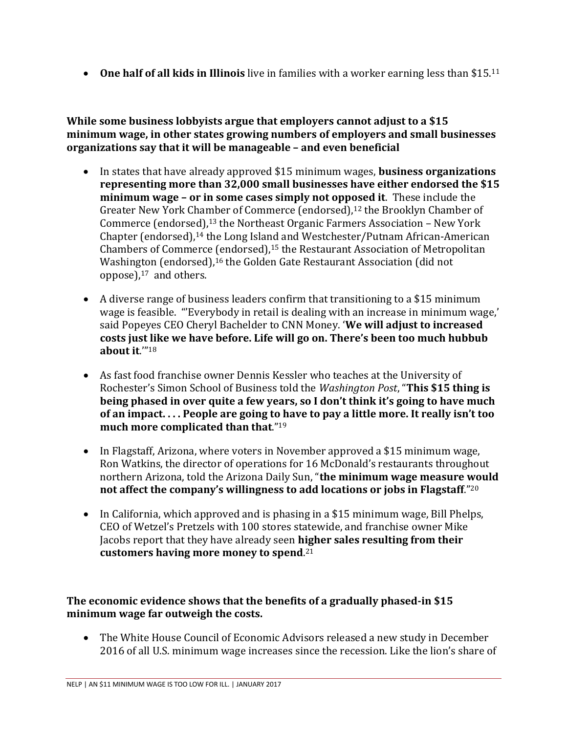- **One half of all kids in Illinois** live in families with a worker earning less than $15.[11]

**While some business lobbyists argue that employers cannot adjust to a $15 minimum wage, in other states growing numbers of employers and small businesses organizations say that it will be manageable – and even beneficial**

- In states that have already approved $15 minimum wages, **business organizations representing more than 32,000 small businesses have either endorsed the $15 minimum wage – or in some cases simply not opposed it**. These include the Greater New York Chamber of Commerce (endorsed),[12] the Brooklyn Chamber of Commerce (endorsed),[13] the Northeast Organic Farmers Association – New York Chapter (endorsed),[14] the Long Island and Westchester/Putnam African-American Chambers of Commerce (endorsed),[15] the Restaurant Association of Metropolitan Washington (endorsed),[16] the Golden Gate Restaurant Association (did not oppose),[17] and others.

- A diverse range of business leaders confirm that transitioning to a $15 minimum wage is feasible. "'Everybody in retail is dealing with an increase in minimum wage,' said Popeyes CEO Cheryl Bachelder to CNN Money. '**We will adjust to increased costs just like we have before. Life will go on. There's been too much hubbub about it**.'"[18]

- As fast food franchise owner Dennis Kessler who teaches at the University of Rochester's Simon School of Business told the *Washington Post*, "**This $15 thing is being phased in over quite a few years, so I don't think it's going to have much of an impact. . . . People are going to have to pay a little more. It really isn't too much more complicated than that**."[19]

- In Flagstaff, Arizona, where voters in November approved a $15 minimum wage, Ron Watkins, the director of operations for 16 McDonald's restaurants throughout northern Arizona, told the Arizona Daily Sun, "**the minimum wage measure would not affect the company's willingness to add locations or jobs in Flagstaff**."[20]

- In California, which approved and is phasing in a $15 minimum wage, Bill Phelps, CEO of Wetzel's Pretzels with 100 stores statewide, and franchise owner Mike Jacobs report that they have already seen **higher sales resulting from their customers having more money to spend**.[21]

**The economic evidence shows that the benefits of a gradually phased-in $15 minimum wage far outweigh the costs.**

- The White House Council of Economic Advisors released a new study in December 2016 of all U.S. minimum wage increases since the recession. Like the lion's share of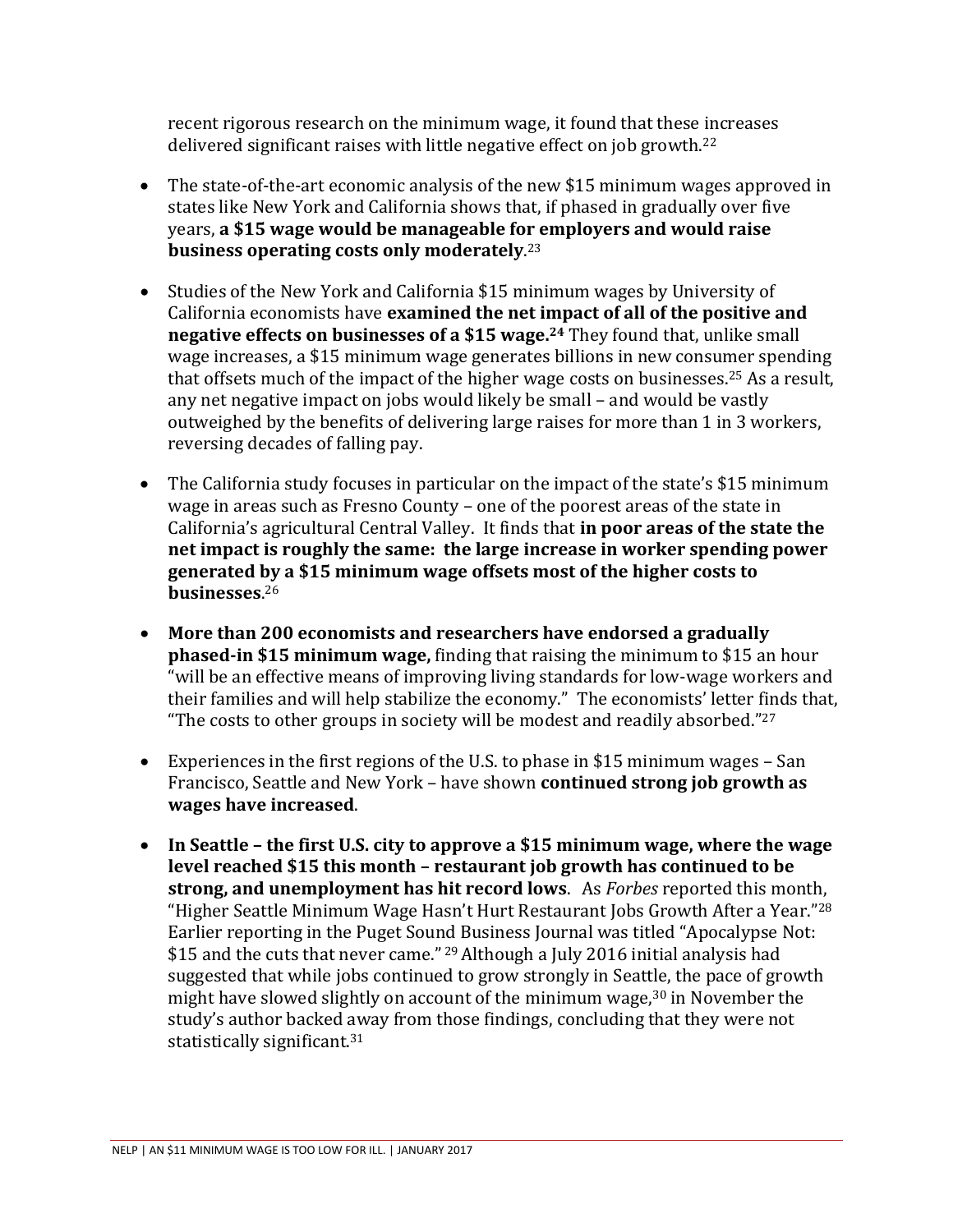recent rigorous research on the minimum wage, it found that these increases delivered significant raises with little negative effect on job growth.[22]

- The state-of-the-art economic analysis of the new $15 minimum wages approved in states like New York and California shows that, if phased in gradually over five years, **a $15 wage would be manageable for employers and would raise business operating costs only moderately**.[23]

- Studies of the New York and California $15 minimum wages by University of California economists have **examined the net impact of all of the positive and negative effects on businesses of a $15 wage.[24]** They found that, unlike small wage increases, a $15 minimum wage generates billions in new consumer spending that offsets much of the impact of the higher wage costs on businesses.[25] As a result, any net negative impact on jobs would likely be small – and would be vastly outweighed by the benefits of delivering large raises for more than 1 in 3 workers, reversing decades of falling pay.

- The California study focuses in particular on the impact of the state's $15 minimum wage in areas such as Fresno County – one of the poorest areas of the state in California's agricultural Central Valley. It finds that **in poor areas of the state the net impact is roughly the same: the large increase in worker spending power generated by a $15 minimum wage offsets most of the higher costs to businesses**.[26]

- **More than 200 economists and researchers have endorsed a gradually phased-in $15 minimum wage,** finding that raising the minimum to $15 an hour "will be an effective means of improving living standards for low-wage workers and their families and will help stabilize the economy." The economists' letter finds that, "The costs to other groups in society will be modest and readily absorbed."[27]

- Experiences in the first regions of the U.S. to phase in $15 minimum wages – San Francisco, Seattle and New York – have shown **continued strong job growth as wages have increased**.

- **In Seattle – the first U.S. city to approve a $15 minimum wage, where the wage level reached $15 this month – restaurant job growth has continued to be strong, and unemployment has hit record lows**. As *Forbes* reported this month, "Higher Seattle Minimum Wage Hasn't Hurt Restaurant Jobs Growth After a Year."[28] Earlier reporting in the Puget Sound Business Journal was titled "Apocalypse Not: $15 and the cuts that never came." [29] Although a July 2016 initial analysis had suggested that while jobs continued to grow strongly in Seattle, the pace of growth might have slowed slightly on account of the minimum wage,[30] in November the study's author backed away from those findings, concluding that they were not statistically significant.[31]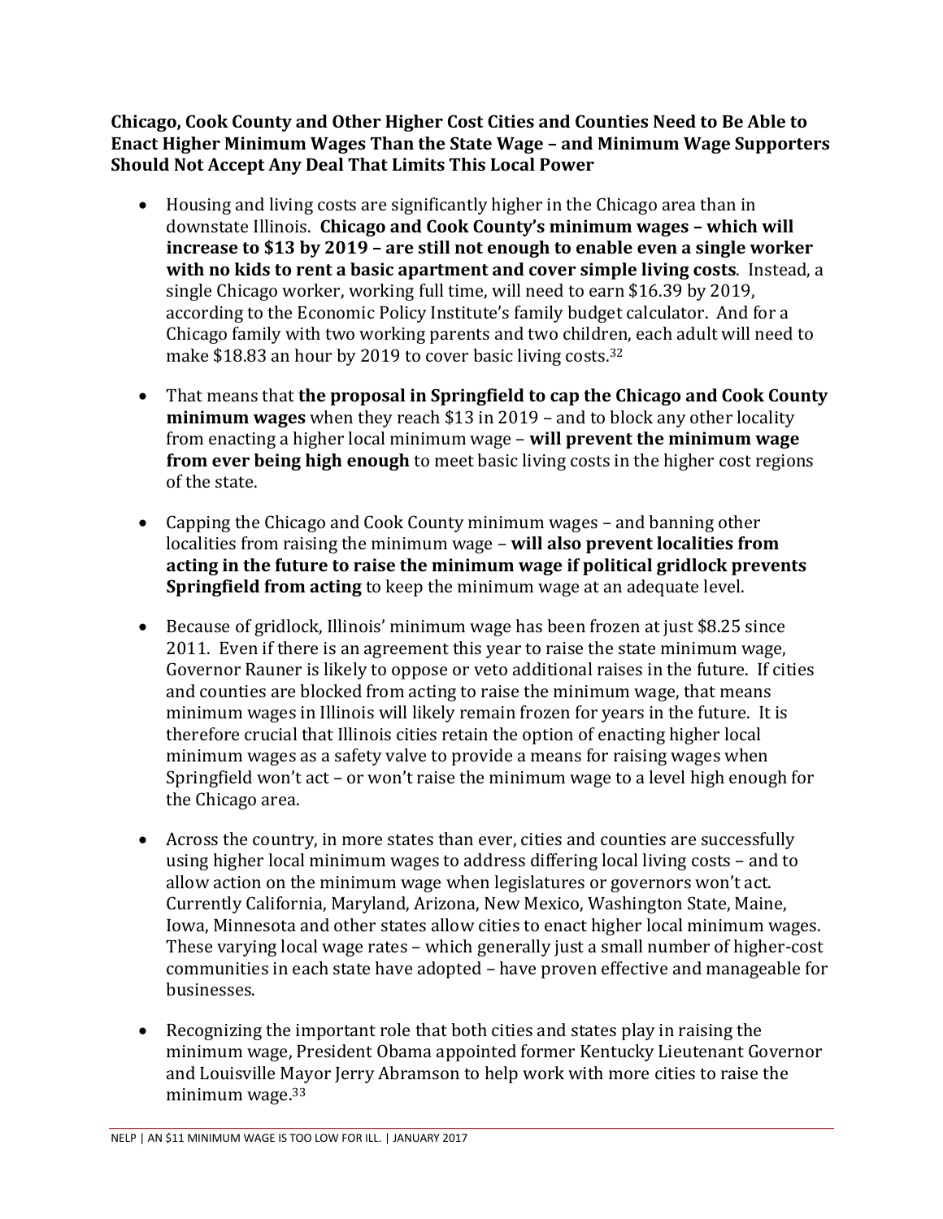**Chicago, Cook County and Other Higher Cost Cities and Counties Need to Be Able to Enact Higher Minimum Wages Than the State Wage – and Minimum Wage Supporters Should Not Accept Any Deal That Limits This Local Power**

- Housing and living costs are significantly higher in the Chicago area than in downstate Illinois. **Chicago and Cook County's minimum wages – which will increase to $13 by 2019 – are still not enough to enable even a single worker with no kids to rent a basic apartment and cover simple living costs**. Instead, a single Chicago worker, working full time, will need to earn $16.39 by 2019, according to the Economic Policy Institute's family budget calculator. And for a Chicago family with two working parents and two children, each adult will need to make $18.83 an hour by 2019 to cover basic living costs.[32]

- That means that **the proposal in Springfield to cap the Chicago and Cook County minimum wages** when they reach $13 in 2019 – and to block any other locality from enacting a higher local minimum wage – **will prevent the minimum wage from ever being high enough** to meet basic living costs in the higher cost regions of the state.

- Capping the Chicago and Cook County minimum wages – and banning other localities from raising the minimum wage – **will also prevent localities from acting in the future to raise the minimum wage if political gridlock prevents Springfield from acting** to keep the minimum wage at an adequate level.

- Because of gridlock, Illinois' minimum wage has been frozen at just $8.25 since 2011. Even if there is an agreement this year to raise the state minimum wage, Governor Rauner is likely to oppose or veto additional raises in the future. If cities and counties are blocked from acting to raise the minimum wage, that means minimum wages in Illinois will likely remain frozen for years in the future. It is therefore crucial that Illinois cities retain the option of enacting higher local minimum wages as a safety valve to provide a means for raising wages when Springfield won't act – or won't raise the minimum wage to a level high enough for the Chicago area.

- Across the country, in more states than ever, cities and counties are successfully using higher local minimum wages to address differing local living costs – and to allow action on the minimum wage when legislatures or governors won't act. Currently California, Maryland, Arizona, New Mexico, Washington State, Maine, Iowa, Minnesota and other states allow cities to enact higher local minimum wages. These varying local wage rates – which generally just a small number of higher-cost communities in each state have adopted – have proven effective and manageable for businesses.

- Recognizing the important role that both cities and states play in raising the minimum wage, President Obama appointed former Kentucky Lieutenant Governor and Louisville Mayor Jerry Abramson to help work with more cities to raise the minimum wage.[33]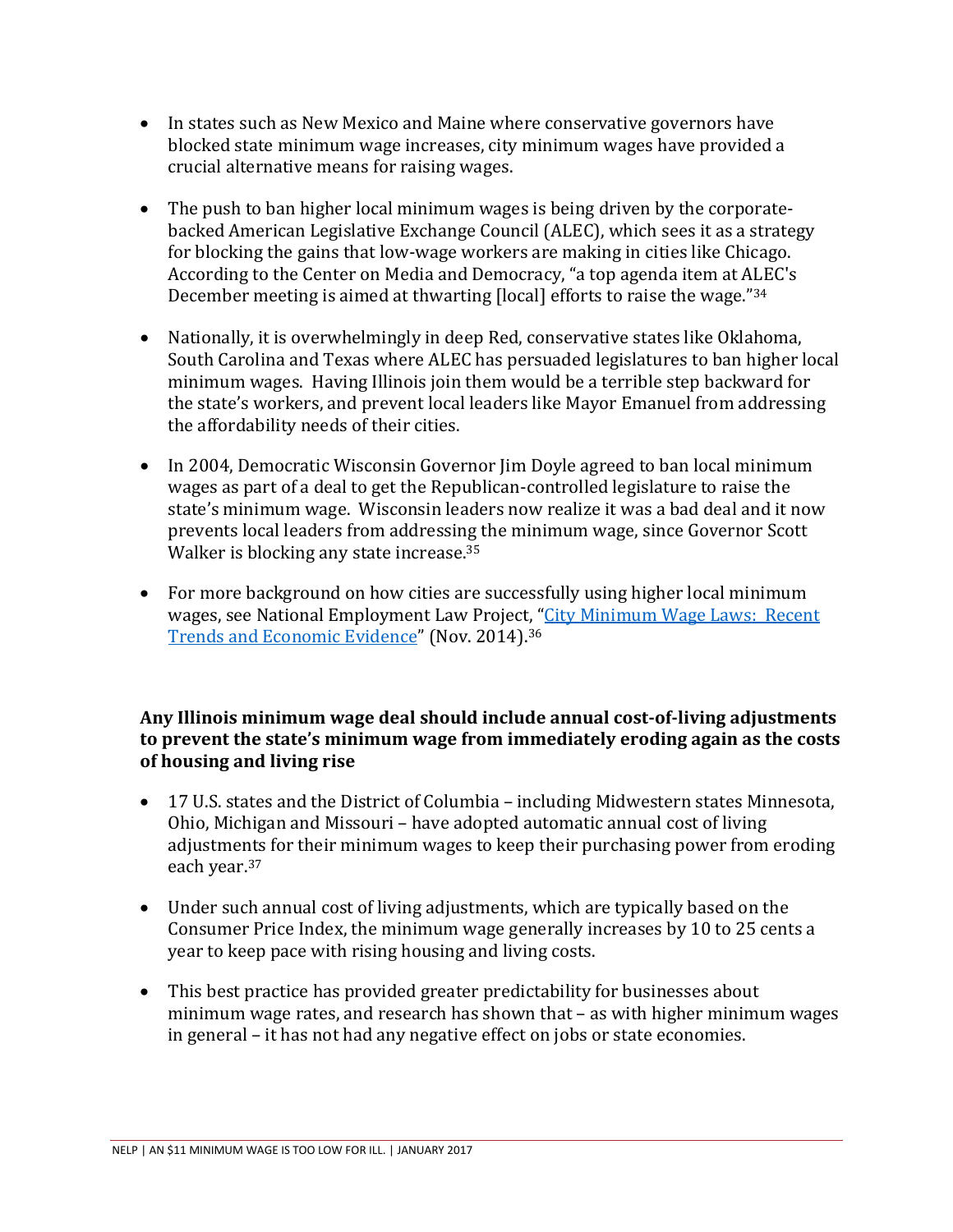- In states such as New Mexico and Maine where conservative governors have blocked state minimum wage increases, city minimum wages have provided a crucial alternative means for raising wages.

- The push to ban higher local minimum wages is being driven by the corporate-backed American Legislative Exchange Council (ALEC), which sees it as a strategy for blocking the gains that low-wage workers are making in cities like Chicago. According to the Center on Media and Democracy, "a top agenda item at ALEC's December meeting is aimed at thwarting [local] efforts to raise the wage."[34]

- Nationally, it is overwhelmingly in deep Red, conservative states like Oklahoma, South Carolina and Texas where ALEC has persuaded legislatures to ban higher local minimum wages. Having Illinois join them would be a terrible step backward for the state's workers, and prevent local leaders like Mayor Emanuel from addressing the affordability needs of their cities.

- In 2004, Democratic Wisconsin Governor Jim Doyle agreed to ban local minimum wages as part of a deal to get the Republican-controlled legislature to raise the state's minimum wage. Wisconsin leaders now realize it was a bad deal and it now prevents local leaders from addressing the minimum wage, since Governor Scott Walker is blocking any state increase.[35]

- For more background on how cities are successfully using higher local minimum wages, see National Employment Law Project, "City Minimum Wage Laws: Recent Trends and Economic Evidence" (Nov. 2014).[36]

**Any Illinois minimum wage deal should include annual cost-of-living adjustments to prevent the state's minimum wage from immediately eroding again as the costs of housing and living rise**

- 17 U.S. states and the District of Columbia – including Midwestern states Minnesota, Ohio, Michigan and Missouri – have adopted automatic annual cost of living adjustments for their minimum wages to keep their purchasing power from eroding each year.[37]

- Under such annual cost of living adjustments, which are typically based on the Consumer Price Index, the minimum wage generally increases by 10 to 25 cents a year to keep pace with rising housing and living costs.

- This best practice has provided greater predictability for businesses about minimum wage rates, and research has shown that – as with higher minimum wages in general – it has not had any negative effect on jobs or state economies.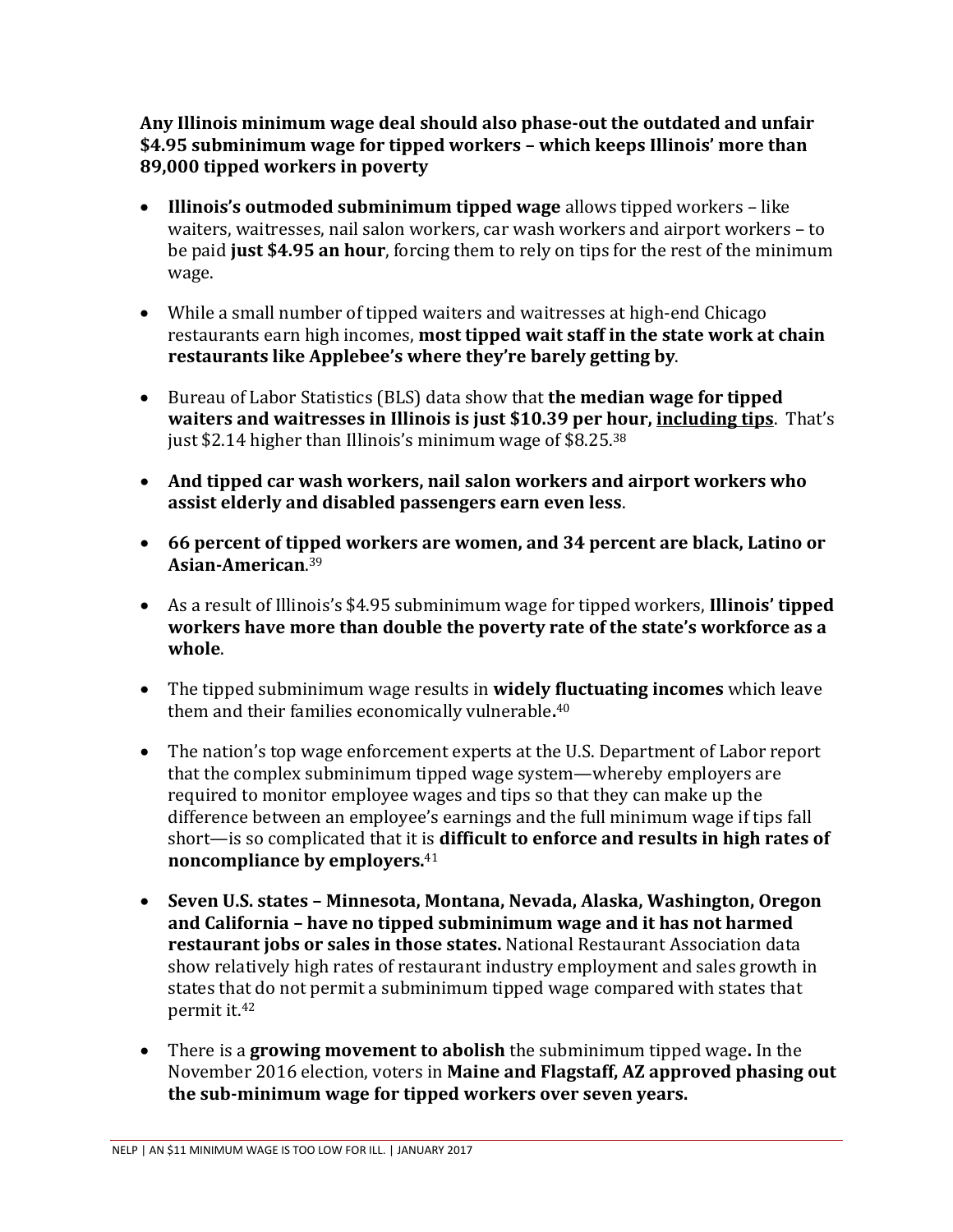**Any Illinois minimum wage deal should also phase-out the outdated and unfair $4.95 subminimum wage for tipped workers – which keeps Illinois' more than 89,000 tipped workers in poverty**

- **Illinois's outmoded subminimum tipped wage** allows tipped workers – like waiters, waitresses, nail salon workers, car wash workers and airport workers – to be paid **just $4.95 an hour**, forcing them to rely on tips for the rest of the minimum wage.

- While a small number of tipped waiters and waitresses at high-end Chicago restaurants earn high incomes, **most tipped wait staff in the state work at chain restaurants like Applebee's where they're barely getting by**.

- Bureau of Labor Statistics (BLS) data show that **the median wage for tipped waiters and waitresses in Illinois is just $10.39 per hour, <u>including tips</u>**. That's just $2.14 higher than Illinois's minimum wage of $8.25.[38]

- **And tipped car wash workers, nail salon workers and airport workers who assist elderly and disabled passengers earn even less**.

- **66 percent of tipped workers are women, and 34 percent are black, Latino or Asian-American**.[39]

- As a result of Illinois's $4.95 subminimum wage for tipped workers, **Illinois' tipped workers have more than double the poverty rate of the state's workforce as a whole**.

- The tipped subminimum wage results in **widely fluctuating incomes** which leave them and their families economically vulnerable**.**[40]

- The nation's top wage enforcement experts at the U.S. Department of Labor report that the complex subminimum tipped wage system—whereby employers are required to monitor employee wages and tips so that they can make up the difference between an employee's earnings and the full minimum wage if tips fall short—is so complicated that it is **difficult to enforce and results in high rates of noncompliance by employers.**[41]

- **Seven U.S. states – Minnesota, Montana, Nevada, Alaska, Washington, Oregon and California – have no tipped subminimum wage and it has not harmed restaurant jobs or sales in those states.** National Restaurant Association data show relatively high rates of restaurant industry employment and sales growth in states that do not permit a subminimum tipped wage compared with states that permit it.[42]

- There is a **growing movement to abolish** the subminimum tipped wage**.** In the November 2016 election, voters in **Maine and Flagstaff, AZ approved phasing out the sub-minimum wage for tipped workers over seven years.**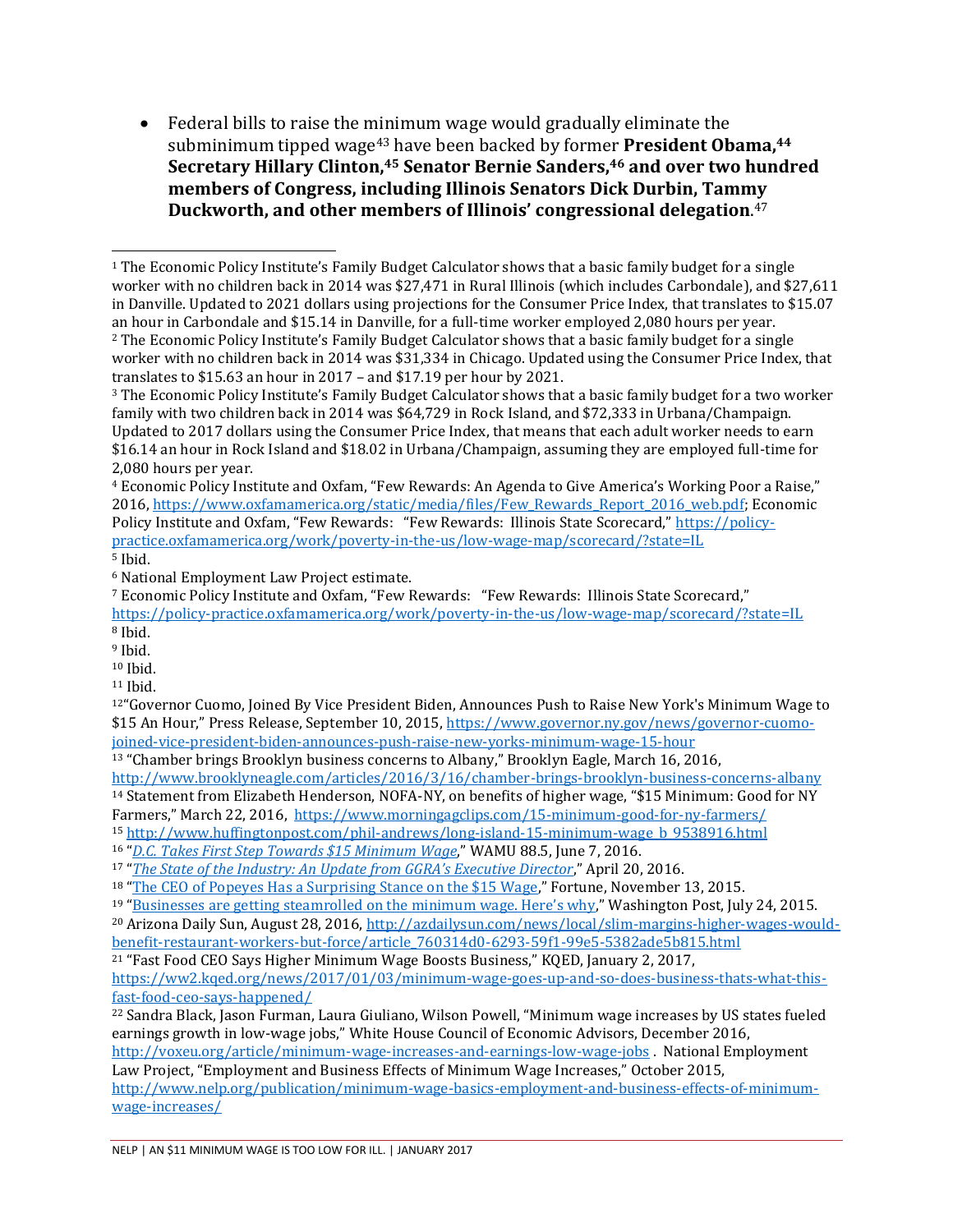- Federal bills to raise the minimum wage would gradually eliminate the subminimum tipped wage[43] have been backed by former **President Obama,[44] Secretary Hillary Clinton,[45] Senator Bernie Sanders,[46] and over two hundred members of Congress, including Illinois Senators Dick Durbin, Tammy Duckworth, and other members of Illinois' congressional delegation**.[47]

---

[1] The Economic Policy Institute's Family Budget Calculator shows that a basic family budget for a single worker with no children back in 2014 was $27,471 in Rural Illinois (which includes Carbondale), and $27,611 in Danville. Updated to 2021 dollars using projections for the Consumer Price Index, that translates to $15.07 an hour in Carbondale and $15.14 in Danville, for a full-time worker employed 2,080 hours per year.

[2] The Economic Policy Institute's Family Budget Calculator shows that a basic family budget for a single worker with no children back in 2014 was $31,334 in Chicago. Updated using the Consumer Price Index, that translates to $15.63 an hour in 2017 – and $17.19 per hour by 2021.

[3] The Economic Policy Institute's Family Budget Calculator shows that a basic family budget for a two worker family with two children back in 2014 was $64,729 in Rock Island, and $72,333 in Urbana/Champaign. Updated to 2017 dollars using the Consumer Price Index, that means that each adult worker needs to earn $16.14 an hour in Rock Island and $18.02 in Urbana/Champaign, assuming they are employed full-time for 2,080 hours per year.

[4] Economic Policy Institute and Oxfam, "Few Rewards: An Agenda to Give America's Working Poor a Raise," 2016, https://www.oxfamamerica.org/static/media/files/Few_Rewards_Report_2016_web.pdf; Economic Policy Institute and Oxfam, "Few Rewards: "Few Rewards: Illinois State Scorecard," https://policy-practice.oxfamamerica.org/work/poverty-in-the-us/low-wage-map/scorecard/?state=IL

[5] Ibid.

[6] National Employment Law Project estimate.

[7] Economic Policy Institute and Oxfam, "Few Rewards: "Few Rewards: Illinois State Scorecard," https://policy-practice.oxfamamerica.org/work/poverty-in-the-us/low-wage-map/scorecard/?state=IL

[8] Ibid.

[9] Ibid.

[10] Ibid.

[11] Ibid.

[12] "Governor Cuomo, Joined By Vice President Biden, Announces Push to Raise New York's Minimum Wage to $15 An Hour," Press Release, September 10, 2015, https://www.governor.ny.gov/news/governor-cuomo-joined-vice-president-biden-announces-push-raise-new-yorks-minimum-wage-15-hour

[13] "Chamber brings Brooklyn business concerns to Albany," Brooklyn Eagle, March 16, 2016, http://www.brooklyneagle.com/articles/2016/3/16/chamber-brings-brooklyn-business-concerns-albany

[14] Statement from Elizabeth Henderson, NOFA-NY, on benefits of higher wage, "$15 Minimum: Good for NY Farmers," March 22, 2016, https://www.morningagclips.com/15-minimum-good-for-ny-farmers/

[15] http://www.huffingtonpost.com/phil-andrews/long-island-15-minimum-wage_b_9538916.html

[16] "*D.C. Takes First Step Towards $15 Minimum Wage*," WAMU 88.5, June 7, 2016.

[17] "*The State of the Industry: An Update from GGRA's Executive Director*," April 20, 2016.

[18] "The CEO of Popeyes Has a Surprising Stance on the $15 Wage," Fortune, November 13, 2015.

[19] "Businesses are getting steamrolled on the minimum wage. Here's why," Washington Post, July 24, 2015.

[20] Arizona Daily Sun, August 28, 2016, http://azdailysun.com/news/local/slim-margins-higher-wages-would-benefit-restaurant-workers-but-force/article_760314d0-6293-59f1-99e5-5382ade5b815.html

[21] "Fast Food CEO Says Higher Minimum Wage Boosts Business," KQED, January 2, 2017, https://ww2.kqed.org/news/2017/01/03/minimum-wage-goes-up-and-so-does-business-thats-what-this-fast-food-ceo-says-happened/

[22] Sandra Black, Jason Furman, Laura Giuliano, Wilson Powell, "Minimum wage increases by US states fueled earnings growth in low-wage jobs," White House Council of Economic Advisors, December 2016, http://voxeu.org/article/minimum-wage-increases-and-earnings-low-wage-jobs . National Employment Law Project, "Employment and Business Effects of Minimum Wage Increases," October 2015, http://www.nelp.org/publication/minimum-wage-basics-employment-and-business-effects-of-minimum-wage-increases/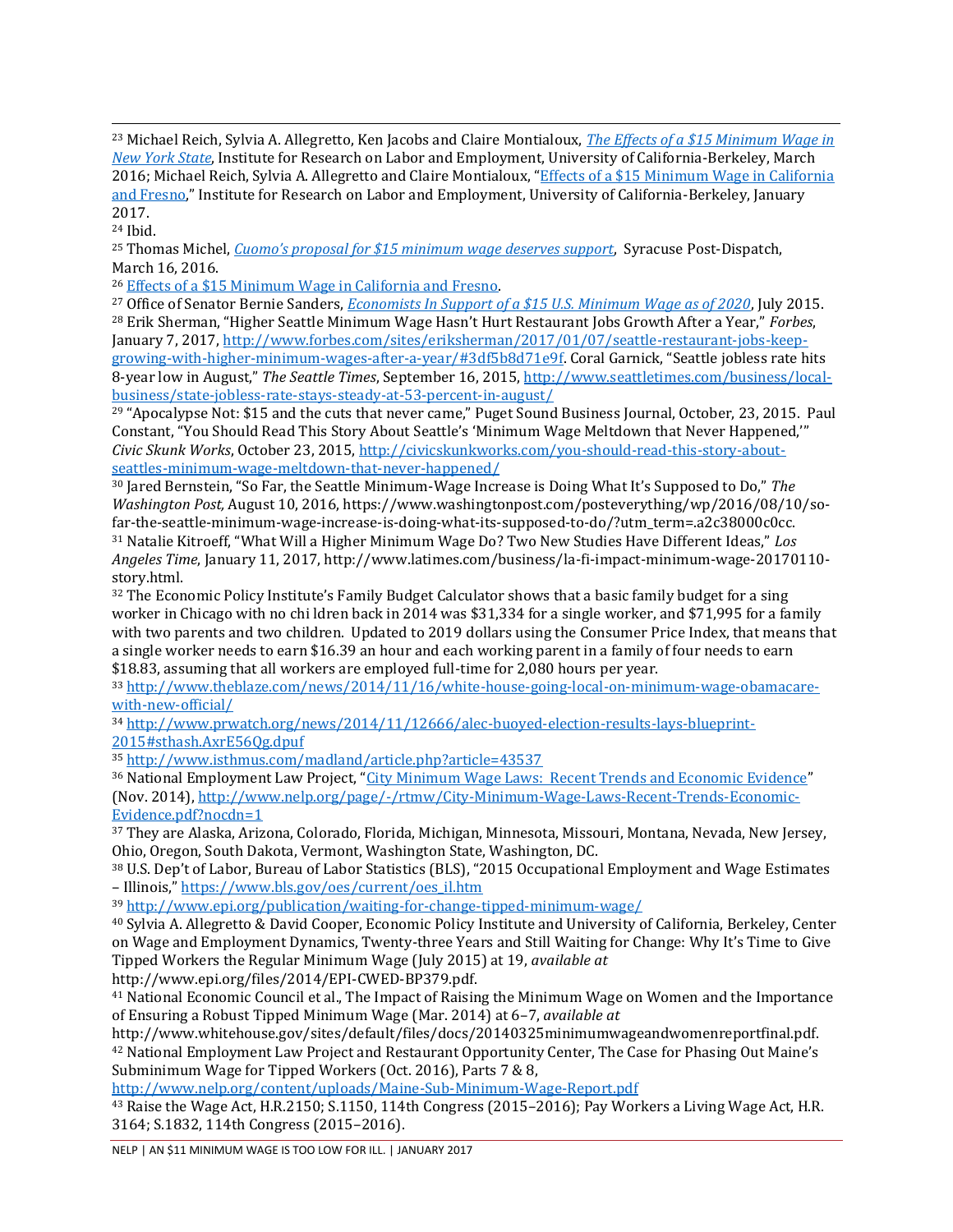[23] Michael Reich, Sylvia A. Allegretto, Ken Jacobs and Claire Montialoux, *The Effects of a $15 Minimum Wage in New York State*, Institute for Research on Labor and Employment, University of California-Berkeley, March 2016; Michael Reich, Sylvia A. Allegretto and Claire Montialoux, "Effects of a $15 Minimum Wage in California and Fresno," Institute for Research on Labor and Employment, University of California-Berkeley, January 2017.

[24] Ibid.

[25] Thomas Michel, *Cuomo's proposal for $15 minimum wage deserves support*, Syracuse Post-Dispatch, March 16, 2016.

[26] Effects of a $15 Minimum Wage in California and Fresno.

[27] Office of Senator Bernie Sanders, *Economists In Support of a $15 U.S. Minimum Wage as of 2020*, July 2015.

[28] Erik Sherman, "Higher Seattle Minimum Wage Hasn't Hurt Restaurant Jobs Growth After a Year," *Forbes*, January 7, 2017, http://www.forbes.com/sites/eriksherman/2017/01/07/seattle-restaurant-jobs-keep-growing-with-higher-minimum-wages-after-a-year/#3df5b8d71e9f. Coral Garnick, "Seattle jobless rate hits 8-year low in August," *The Seattle Times*, September 16, 2015, http://www.seattletimes.com/business/local-business/state-jobless-rate-stays-steady-at-53-percent-in-august/

[29] "Apocalypse Not: $15 and the cuts that never came," Puget Sound Business Journal, October, 23, 2015. Paul Constant, "You Should Read This Story About Seattle's 'Minimum Wage Meltdown that Never Happened,'" *Civic Skunk Works*, October 23, 2015, http://civicskunkworks.com/you-should-read-this-story-about-seattles-minimum-wage-meltdown-that-never-happened/

[30] Jared Bernstein, "So Far, the Seattle Minimum-Wage Increase is Doing What It's Supposed to Do," *The Washington Post,* August 10, 2016, https://www.washingtonpost.com/posteverything/wp/2016/08/10/so-far-the-seattle-minimum-wage-increase-is-doing-what-its-supposed-to-do/?utm_term=.a2c38000c0cc.

[31] Natalie Kitroeff, "What Will a Higher Minimum Wage Do? Two New Studies Have Different Ideas," *Los Angeles Time*, January 11, 2017, http://www.latimes.com/business/la-fi-impact-minimum-wage-20170110-story.html.

[32] The Economic Policy Institute's Family Budget Calculator shows that a basic family budget for a sing worker in Chicago with no chi ldren back in 2014 was $31,334 for a single worker, and $71,995 for a family with two parents and two children. Updated to 2019 dollars using the Consumer Price Index, that means that a single worker needs to earn $16.39 an hour and each working parent in a family of four needs to earn $18.83, assuming that all workers are employed full-time for 2,080 hours per year.

[33] http://www.theblaze.com/news/2014/11/16/white-house-going-local-on-minimum-wage-obamacare-with-new-official/

[34] http://www.prwatch.org/news/2014/11/12666/alec-buoyed-election-results-lays-blueprint-2015#sthash.AxrE56Qg.dpuf

[35] http://www.isthmus.com/madland/article.php?article=43537

[36] National Employment Law Project, "City Minimum Wage Laws: Recent Trends and Economic Evidence" (Nov. 2014), http://www.nelp.org/page/-/rtmw/City-Minimum-Wage-Laws-Recent-Trends-Economic-Evidence.pdf?nocdn=1

[37] They are Alaska, Arizona, Colorado, Florida, Michigan, Minnesota, Missouri, Montana, Nevada, New Jersey, Ohio, Oregon, South Dakota, Vermont, Washington State, Washington, DC.

[38] U.S. Dep't of Labor, Bureau of Labor Statistics (BLS), "2015 Occupational Employment and Wage Estimates – Illinois," https://www.bls.gov/oes/current/oes_il.htm

[39] http://www.epi.org/publication/waiting-for-change-tipped-minimum-wage/

[40] Sylvia A. Allegretto & David Cooper, Economic Policy Institute and University of California, Berkeley, Center on Wage and Employment Dynamics, Twenty-three Years and Still Waiting for Change: Why It's Time to Give Tipped Workers the Regular Minimum Wage (July 2015) at 19, *available at* http://www.epi.org/files/2014/EPI-CWED-BP379.pdf.

[41] National Economic Council et al., The Impact of Raising the Minimum Wage on Women and the Importance of Ensuring a Robust Tipped Minimum Wage (Mar. 2014) at 6–7, *available at* http://www.whitehouse.gov/sites/default/files/docs/20140325minimumwageandwomenreportfinal.pdf.

[42] National Employment Law Project and Restaurant Opportunity Center, The Case for Phasing Out Maine's Subminimum Wage for Tipped Workers (Oct. 2016), Parts 7 & 8, http://www.nelp.org/content/uploads/Maine-Sub-Minimum-Wage-Report.pdf

[43] Raise the Wage Act, H.R.2150; S.1150, 114th Congress (2015–2016); Pay Workers a Living Wage Act, H.R. 3164; S.1832, 114th Congress (2015–2016).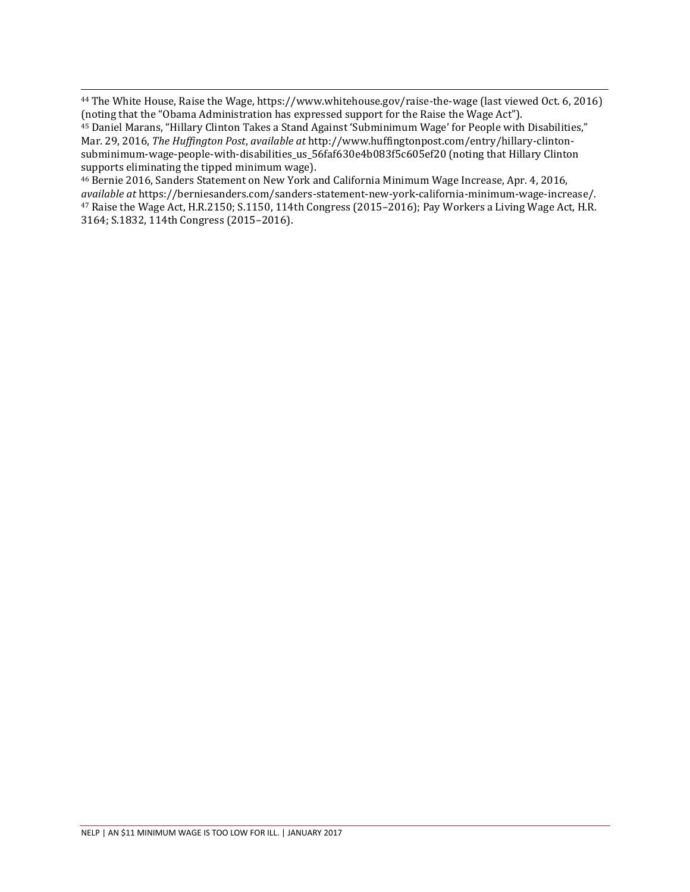[44] The White House, Raise the Wage, https://www.whitehouse.gov/raise-the-wage (last viewed Oct. 6, 2016) (noting that the "Obama Administration has expressed support for the Raise the Wage Act").

[45] Daniel Marans, "Hillary Clinton Takes a Stand Against 'Subminimum Wage' for People with Disabilities," Mar. 29, 2016, *The Huffington Post*, *available at* http://www.huffingtonpost.com/entry/hillary-clinton-subminimum-wage-people-with-disabilities_us_56faf630e4b083f5c605ef20 (noting that Hillary Clinton supports eliminating the tipped minimum wage).

[46] Bernie 2016, Sanders Statement on New York and California Minimum Wage Increase, Apr. 4, 2016, *available at* https://berniesanders.com/sanders-statement-new-york-california-minimum-wage-increase/.

[47] Raise the Wage Act, H.R.2150; S.1150, 114th Congress (2015–2016); Pay Workers a Living Wage Act, H.R. 3164; S.1832, 114th Congress (2015–2016).